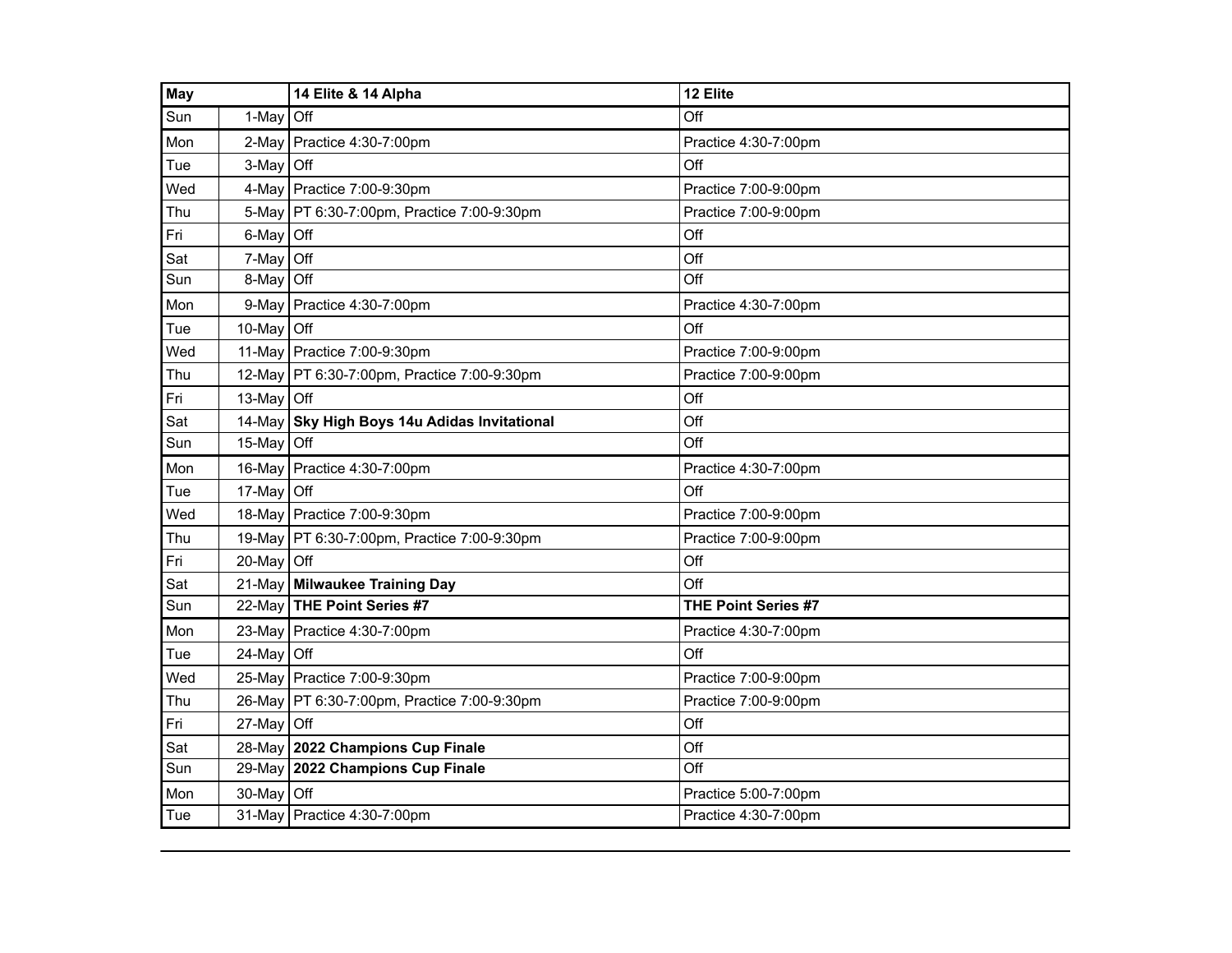| May | | 14 Elite & 14 Alpha | 12 Elite |
|---|---|---|---|
| Sun | 1-May | Off | Off |
| Mon | 2-May | Practice 4:30-7:00pm | Practice 4:30-7:00pm |
| Tue | 3-May | Off | Off |
| Wed | 4-May | Practice 7:00-9:30pm | Practice 7:00-9:00pm |
| Thu | 5-May | PT 6:30-7:00pm, Practice 7:00-9:30pm | Practice 7:00-9:00pm |
| Fri | 6-May | Off | Off |
| Sat | 7-May | Off | Off |
| Sun | 8-May | Off | Off |
| Mon | 9-May | Practice 4:30-7:00pm | Practice 4:30-7:00pm |
| Tue | 10-May | Off | Off |
| Wed | 11-May | Practice 7:00-9:30pm | Practice 7:00-9:00pm |
| Thu | 12-May | PT 6:30-7:00pm, Practice 7:00-9:30pm | Practice 7:00-9:00pm |
| Fri | 13-May | Off | Off |
| Sat | 14-May | **Sky High Boys 14u Adidas Invitational** | Off |
| Sun | 15-May | Off | Off |
| Mon | 16-May | Practice 4:30-7:00pm | Practice 4:30-7:00pm |
| Tue | 17-May | Off | Off |
| Wed | 18-May | Practice 7:00-9:30pm | Practice 7:00-9:00pm |
| Thu | 19-May | PT 6:30-7:00pm, Practice 7:00-9:30pm | Practice 7:00-9:00pm |
| Fri | 20-May | Off | Off |
| Sat | 21-May | **Milwaukee Training Day** | Off |
| Sun | 22-May | **THE Point Series #7** | **THE Point Series #7** |
| Mon | 23-May | Practice 4:30-7:00pm | Practice 4:30-7:00pm |
| Tue | 24-May | Off | Off |
| Wed | 25-May | Practice 7:00-9:30pm | Practice 7:00-9:00pm |
| Thu | 26-May | PT 6:30-7:00pm, Practice 7:00-9:30pm | Practice 7:00-9:00pm |
| Fri | 27-May | Off | Off |
| Sat | 28-May | **2022 Champions Cup Finale** | Off |
| Sun | 29-May | **2022 Champions Cup Finale** | Off |
| Mon | 30-May | Off | Practice 5:00-7:00pm |
| Tue | 31-May | Practice 4:30-7:00pm | Practice 4:30-7:00pm |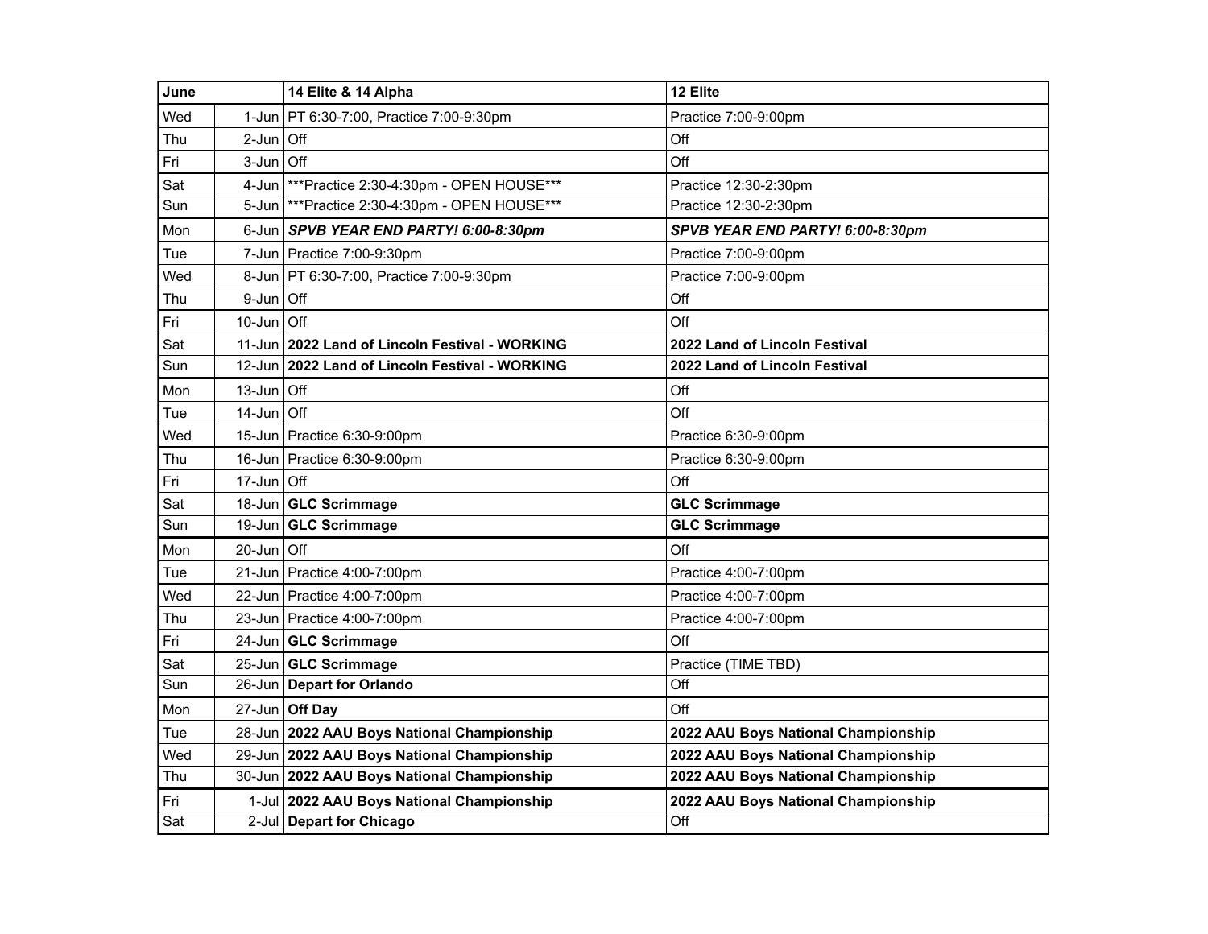| June | | 14 Elite & 14 Alpha | 12 Elite |
|---|---|---|---|
| Wed | 1-Jun | PT 6:30-7:00, Practice 7:00-9:30pm | Practice 7:00-9:00pm |
| Thu | 2-Jun | Off | Off |
| Fri | 3-Jun | Off | Off |
| Sat | 4-Jun | ***Practice 2:30-4:30pm - OPEN HOUSE*** | Practice 12:30-2:30pm |
| Sun | 5-Jun | ***Practice 2:30-4:30pm - OPEN HOUSE*** | Practice 12:30-2:30pm |
| Mon | 6-Jun | ***SPVB YEAR END PARTY! 6:00-8:30pm*** | ***SPVB YEAR END PARTY! 6:00-8:30pm*** |
| Tue | 7-Jun | Practice 7:00-9:30pm | Practice 7:00-9:00pm |
| Wed | 8-Jun | PT 6:30-7:00, Practice 7:00-9:30pm | Practice 7:00-9:00pm |
| Thu | 9-Jun | Off | Off |
| Fri | 10-Jun | Off | Off |
| Sat | 11-Jun | **2022 Land of Lincoln Festival - WORKING** | **2022 Land of Lincoln Festival** |
| Sun | 12-Jun | **2022 Land of Lincoln Festival - WORKING** | **2022 Land of Lincoln Festival** |
| Mon | 13-Jun | Off | Off |
| Tue | 14-Jun | Off | Off |
| Wed | 15-Jun | Practice 6:30-9:00pm | Practice 6:30-9:00pm |
| Thu | 16-Jun | Practice 6:30-9:00pm | Practice 6:30-9:00pm |
| Fri | 17-Jun | Off | Off |
| Sat | 18-Jun | **GLC Scrimmage** | **GLC Scrimmage** |
| Sun | 19-Jun | **GLC Scrimmage** | **GLC Scrimmage** |
| Mon | 20-Jun | Off | Off |
| Tue | 21-Jun | Practice 4:00-7:00pm | Practice 4:00-7:00pm |
| Wed | 22-Jun | Practice 4:00-7:00pm | Practice 4:00-7:00pm |
| Thu | 23-Jun | Practice 4:00-7:00pm | Practice 4:00-7:00pm |
| Fri | 24-Jun | **GLC Scrimmage** | Off |
| Sat | 25-Jun | **GLC Scrimmage** | Practice (TIME TBD) |
| Sun | 26-Jun | **Depart for Orlando** | Off |
| Mon | 27-Jun | **Off Day** | Off |
| Tue | 28-Jun | **2022 AAU Boys National Championship** | **2022 AAU Boys National Championship** |
| Wed | 29-Jun | **2022 AAU Boys National Championship** | **2022 AAU Boys National Championship** |
| Thu | 30-Jun | **2022 AAU Boys National Championship** | **2022 AAU Boys National Championship** |
| Fri | 1-Jul | **2022 AAU Boys National Championship** | **2022 AAU Boys National Championship** |
| Sat | 2-Jul | **Depart for Chicago** | Off |